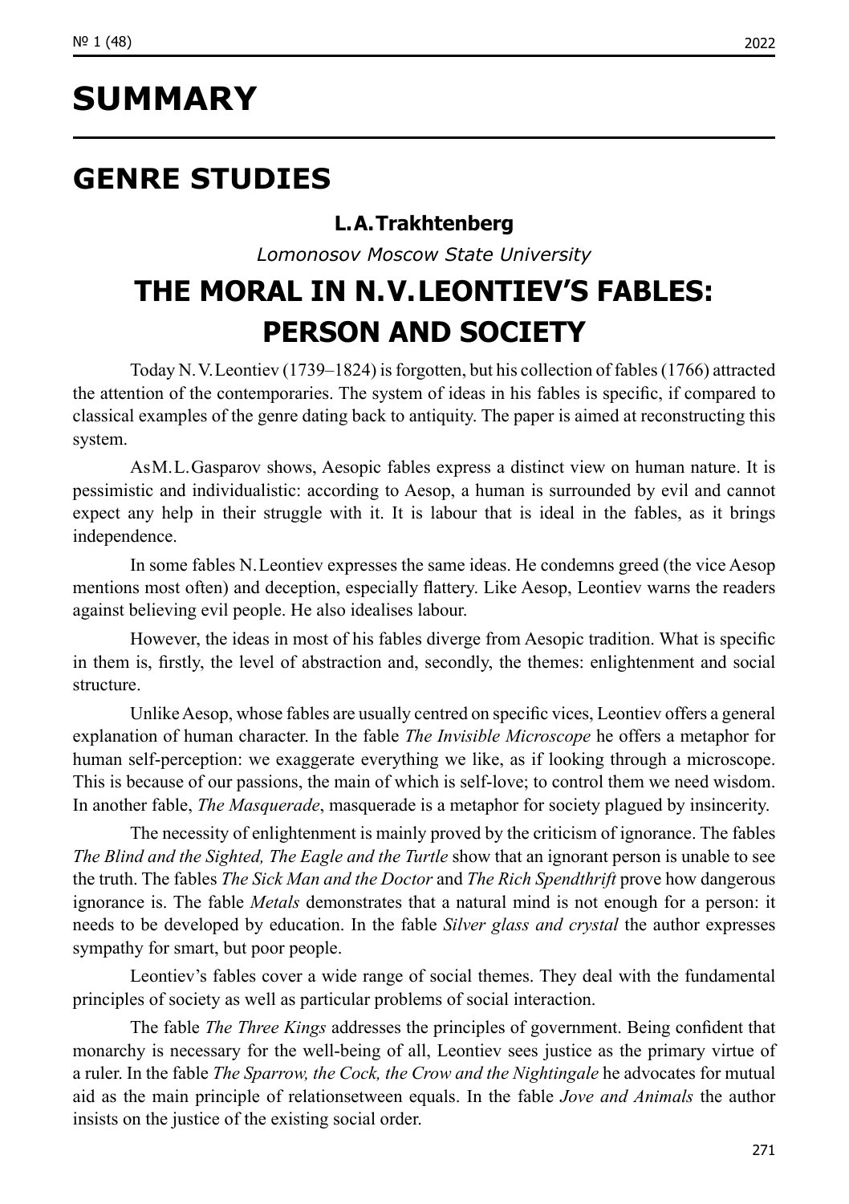# SUMMARY

## GENRE STUDIES

**L.A.Trakhtenberg**

*Lomonosov Moscow State University*

### THE MORAL IN N.V.LEONTIEV'S FABLES: PERSON AND SOCIETY

Today N.V.Leontiev (1739–1824) is forgotten, but his collection of fables (1766) attracted the attention of the contemporaries. The system of ideas in his fables is specific, if compared to classical examples of the genre dating back to antiquity. The paper is aimed at reconstructing this system.

AsM.L.Gasparov shows, Aesopic fables express a distinct view on human nature. It is pessimistic and individualistic: according to Aesop, a human is surrounded by evil and cannot expect any help in their struggle with it. It is labour that is ideal in the fables, as it brings independence.

In some fables N.Leontiev expresses the same ideas. He condemns greed (the vice Aesop mentions most often) and deception, especially flattery. Like Aesop, Leontiev warns the readers against believing evil people. He also idealises labour.

However, the ideas in most of his fables diverge from Aesopic tradition. What is specific in them is, firstly, the level of abstraction and, secondly, the themes: enlightenment and social structure.

Unlike Aesop, whose fables are usually centred on specific vices, Leontiev offers a general explanation of human character. In the fable *The Invisible Microscope* he offers a metaphor for human self-perception: we exaggerate everything we like, as if looking through a microscope. This is because of our passions, the main of which is self-love; to control them we need wisdom. In another fable, *The Masquerade*, masquerade is a metaphor for society plagued by insincerity.

The necessity of enlightenment is mainly proved by the criticism of ignorance. The fables *The Blind and the Sighted, The Eagle and the Turtle* show that an ignorant person is unable to see the truth. The fables *The Sick Man and the Doctor* and *The Rich Spendthrift* prove how dangerous ignorance is. The fable *Metals* demonstrates that a natural mind is not enough for a person: it needs to be developed by education. In the fable *Silver glass and crystal* the author expresses sympathy for smart, but poor people.

Leontiev's fables cover a wide range of social themes. They deal with the fundamental principles of society as well as particular problems of social interaction.

The fable *The Three Kings* addresses the principles of government. Being confident that monarchy is necessary for the well-being of all, Leontiev sees justice as the primary virtue of a ruler. In the fable *The Sparrow, the Cock, the Crow and the Nightingale* he advocates for mutual aid as the main principle of relationsetween equals. In the fable *Jove and Animals* the author insists on the justice of the existing social order.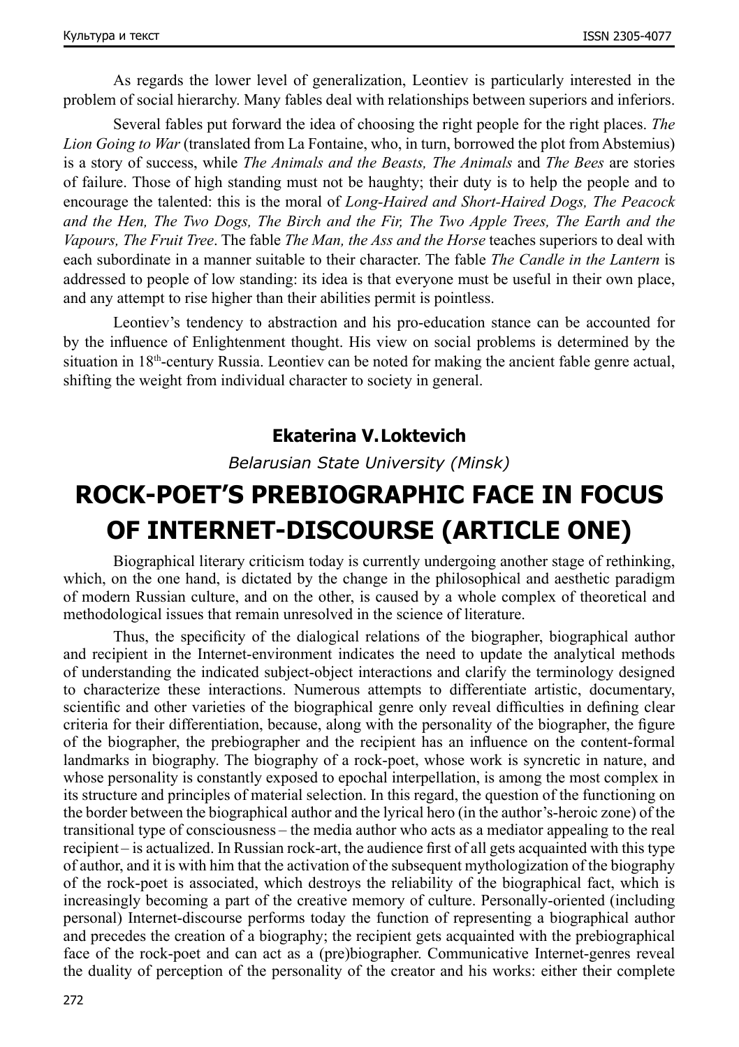As regards the lower level of generalization, Leontiev is particularly interested in the problem of social hierarchy. Many fables deal with relationships between superiors and inferiors.

Several fables put forward the idea of choosing the right people for the right places. *The Lion Going to War* (translated from La Fontaine, who, in turn, borrowed the plot from Abstemius) is a story of success, while *The Animals and the Beasts, The Animals* and *The Bees* are stories of failure. Those of high standing must not be haughty; their duty is to help the people and to encourage the talented: this is the moral of *Long-Haired and Short-Haired Dogs, The Peacock and the Hen, The Two Dogs, The Birch and the Fir, The Two Apple Trees, The Earth and the Vapours, The Fruit Tree*. The fable *The Man, the Ass and the Horse* teaches superiors to deal with each subordinate in a manner suitable to their character. The fable *The Candle in the Lantern* is addressed to people of low standing: its idea is that everyone must be useful in their own place, and any attempt to rise higher than their abilities permit is pointless.

Leontiev's tendency to abstraction and his pro-education stance can be accounted for by the influence of Enlightenment thought. His view on social problems is determined by the situation in 18th-century Russia. Leontiev can be noted for making the ancient fable genre actual, shifting the weight from individual character to society in general.

**Ekaterina V. Loktevich**

*Belarusian State University (Minsk)*

# ROCK-POET'S PREBIOGRAPHIC FACE IN FOCUS OF INTERNET-DISCOURSE (ARTICLE ONE)

Biographical literary criticism today is currently undergoing another stage of rethinking, which, on the one hand, is dictated by the change in the philosophical and aesthetic paradigm of modern Russian culture, and on the other, is caused by a whole complex of theoretical and methodological issues that remain unresolved in the science of literature.

Thus, the specificity of the dialogical relations of the biographer, biographical author and recipient in the Internet-environment indicates the need to update the analytical methods of understanding the indicated subject-object interactions and clarify the terminology designed to characterize these interactions. Numerous attempts to differentiate artistic, documentary, scientific and other varieties of the biographical genre only reveal difficulties in defining clear criteria for their differentiation, because, along with the personality of the biographer, the figure of the biographer, the prebiographer and the recipient has an influence on the content-formal landmarks in biography. The biography of a rock-poet, whose work is syncretic in nature, and whose personality is constantly exposed to epochal interpellation, is among the most complex in its structure and principles of material selection. In this regard, the question of the functioning on the border between the biographical author and the lyrical hero (in the author's-heroic zone) of the transitional type of consciousness – the media author who acts as a mediator appealing to the real recipient – is actualized. In Russian rock-art, the audience first of all gets acquainted with this type of author, and it is with him that the activation of the subsequent mythologization of the biography of the rock-poet is associated, which destroys the reliability of the biographical fact, which is increasingly becoming a part of the creative memory of culture. Personally-oriented (including personal) Internet-discourse performs today the function of representing a biographical author and precedes the creation of a biography; the recipient gets acquainted with the prebiographical face of the rock-poet and can act as a (pre)biographer. Communicative Internet-genres reveal the duality of perception of the personality of the creator and his works: either their complete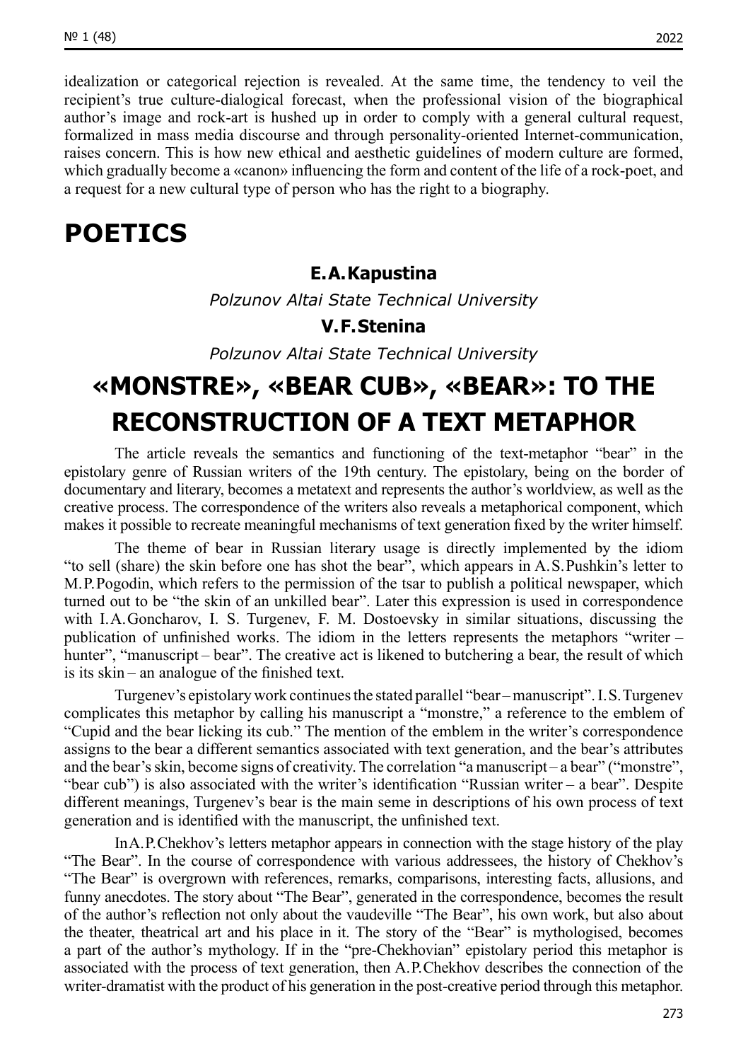idealization or categorical rejection is revealed. At the same time, the tendency to veil the recipient's true culture-dialogical forecast, when the professional vision of the biographical author's image and rock-art is hushed up in order to comply with a general cultural request, formalized in mass media discourse and through personality-oriented Internet-communication, raises concern. This is how new ethical and aesthetic guidelines of modern culture are formed, which gradually become a «canon» influencing the form and content of the life of a rock-poet, and a request for a new cultural type of person who has the right to a biography.

# POETICS

**E.A. Kapustina**

*Polzunov Altai State Technical University*

**V.F. Stenina**

*Polzunov Altai State Technical University*

## «MONSTRE», «BEAR CUB», «BEAR»: TO THE RECONSTRUCTION OF A TEXT METAPHOR

The article reveals the semantics and functioning of the text-metaphor "bear" in the epistolary genre of Russian writers of the 19th century. The epistolary, being on the border of documentary and literary, becomes a metatext and represents the author's worldview, as well as the creative process. The correspondence of the writers also reveals a metaphorical component, which makes it possible to recreate meaningful mechanisms of text generation fixed by the writer himself.

The theme of bear in Russian literary usage is directly implemented by the idiom "to sell (share) the skin before one has shot the bear", which appears in A.S. Pushkin's letter to M.P. Pogodin, which refers to the permission of the tsar to publish a political newspaper, which turned out to be "the skin of an unkilled bear". Later this expression is used in correspondence with I.A. Goncharov, I. S. Turgenev, F. M. Dostoevsky in similar situations, discussing the publication of unfinished works. The idiom in the letters represents the metaphors "writer – hunter", "manuscript – bear". The creative act is likened to butchering a bear, the result of which is its skin – an analogue of the finished text.

Turgenev's epistolary work continues the stated parallel "bear – manuscript". I.S. Turgenev complicates this metaphor by calling his manuscript a "monstre," a reference to the emblem of "Cupid and the bear licking its cub." The mention of the emblem in the writer's correspondence assigns to the bear a different semantics associated with text generation, and the bear's attributes and the bear's skin, become signs of creativity. The correlation "a manuscript – a bear" ("monstre", "bear cub") is also associated with the writer's identification "Russian writer – a bear". Despite different meanings, Turgenev's bear is the main seme in descriptions of his own process of text generation and is identified with the manuscript, the unfinished text.

In A.P. Chekhov's letters metaphor appears in connection with the stage history of the play "The Bear". In the course of correspondence with various addressees, the history of Chekhov's "The Bear" is overgrown with references, remarks, comparisons, interesting facts, allusions, and funny anecdotes. The story about "The Bear", generated in the correspondence, becomes the result of the author's reflection not only about the vaudeville "The Bear", his own work, but also about the theater, theatrical art and his place in it. The story of the "Bear" is mythologised, becomes a part of the author's mythology. If in the "pre-Chekhovian" epistolary period this metaphor is associated with the process of text generation, then A.P. Chekhov describes the connection of the writer-dramatist with the product of his generation in the post-creative period through this metaphor.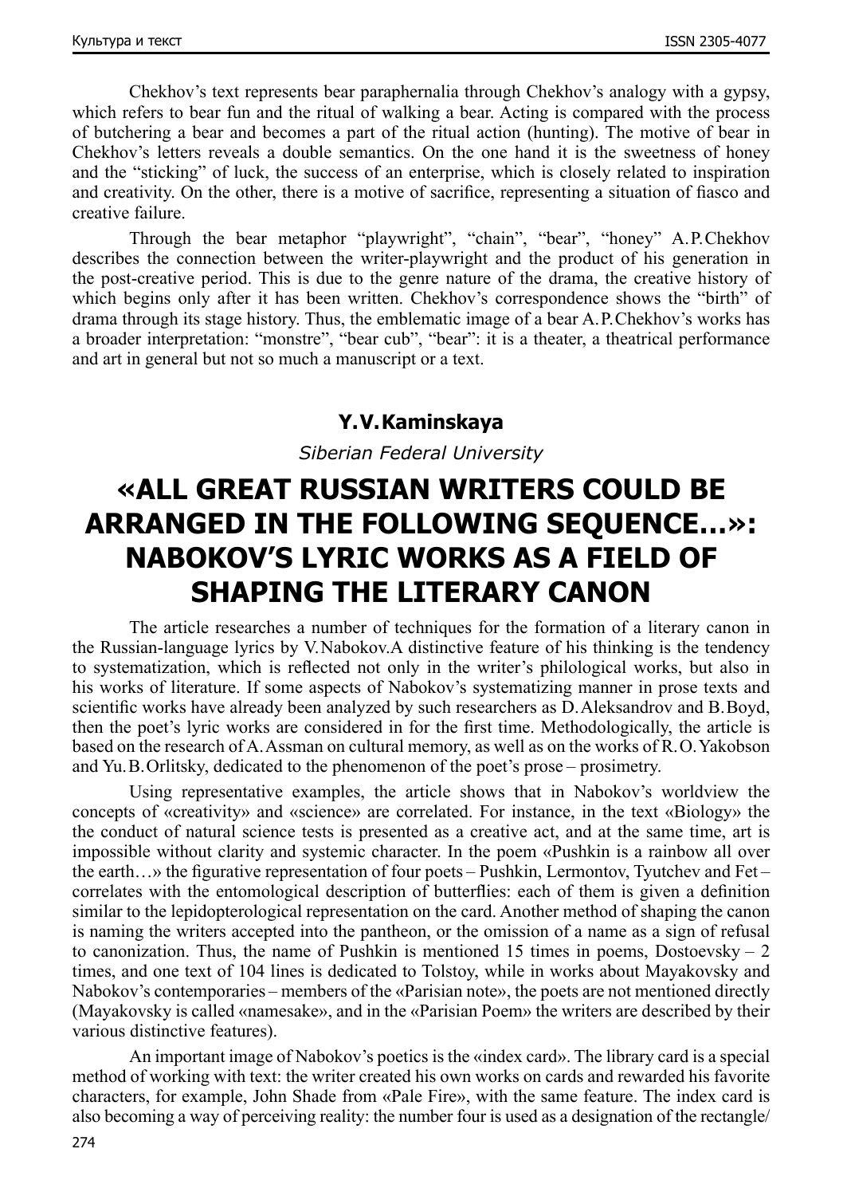Chekhov's text represents bear paraphernalia through Chekhov's analogy with a gypsy, which refers to bear fun and the ritual of walking a bear. Acting is compared with the process of butchering a bear and becomes a part of the ritual action (hunting). The motive of bear in Chekhov's letters reveals a double semantics. On the one hand it is the sweetness of honey and the "sticking" of luck, the success of an enterprise, which is closely related to inspiration and creativity. On the other, there is a motive of sacrifice, representing a situation of fiasco and creative failure.

Through the bear metaphor "playwright", "chain", "bear", "honey" A.P.Chekhov describes the connection between the writer-playwright and the product of his generation in the post-creative period. This is due to the genre nature of the drama, the creative history of which begins only after it has been written. Chekhov's correspondence shows the "birth" of drama through its stage history. Thus, the emblematic image of a bear A.P.Chekhov's works has a broader interpretation: "monstre", "bear cub", "bear": it is a theater, a theatrical performance and art in general but not so much a manuscript or a text.

**Y.V.Kaminskaya**

*Siberian Federal University*

# «ALL GREAT RUSSIAN WRITERS COULD BE ARRANGED IN THE FOLLOWING SEQUENCE…»: NABOKOV'S LYRIC WORKS AS A FIELD OF SHAPING THE LITERARY CANON

The article researches a number of techniques for the formation of a literary canon in the Russian-language lyrics by V.Nabokov.A distinctive feature of his thinking is the tendency to systematization, which is reflected not only in the writer's philological works, but also in his works of literature. If some aspects of Nabokov's systematizing manner in prose texts and scientific works have already been analyzed by such researchers as D.Aleksandrov and B.Boyd, then the poet's lyric works are considered in for the first time. Methodologically, the article is based on the research of A.Assman on cultural memory, as well as on the works of R.O.Yakobson and Yu.B.Orlitsky, dedicated to the phenomenon of the poet's prose – prosimetry.

Using representative examples, the article shows that in Nabokov's worldview the concepts of «creativity» and «science» are correlated. For instance, in the text «Biology» the the conduct of natural science tests is presented as a creative act, and at the same time, art is impossible without clarity and systemic character. In the poem «Pushkin is a rainbow all over the earth…» the figurative representation of four poets – Pushkin, Lermontov, Tyutchev and Fet – correlates with the entomological description of butterflies: each of them is given a definition similar to the lepidopterological representation on the card. Another method of shaping the canon is naming the writers accepted into the pantheon, or the omission of a name as a sign of refusal to canonization. Thus, the name of Pushkin is mentioned 15 times in poems, Dostoevsky – 2 times, and one text of 104 lines is dedicated to Tolstoy, while in works about Mayakovsky and Nabokov's contemporaries – members of the «Parisian note», the poets are not mentioned directly (Mayakovsky is called «namesake», and in the «Parisian Poem» the writers are described by their various distinctive features).

An important image of Nabokov's poetics is the «index card». The library card is a special method of working with text: the writer created his own works on cards and rewarded his favorite characters, for example, John Shade from «Pale Fire», with the same feature. The index card is also becoming a way of perceiving reality: the number four is used as a designation of the rectangle/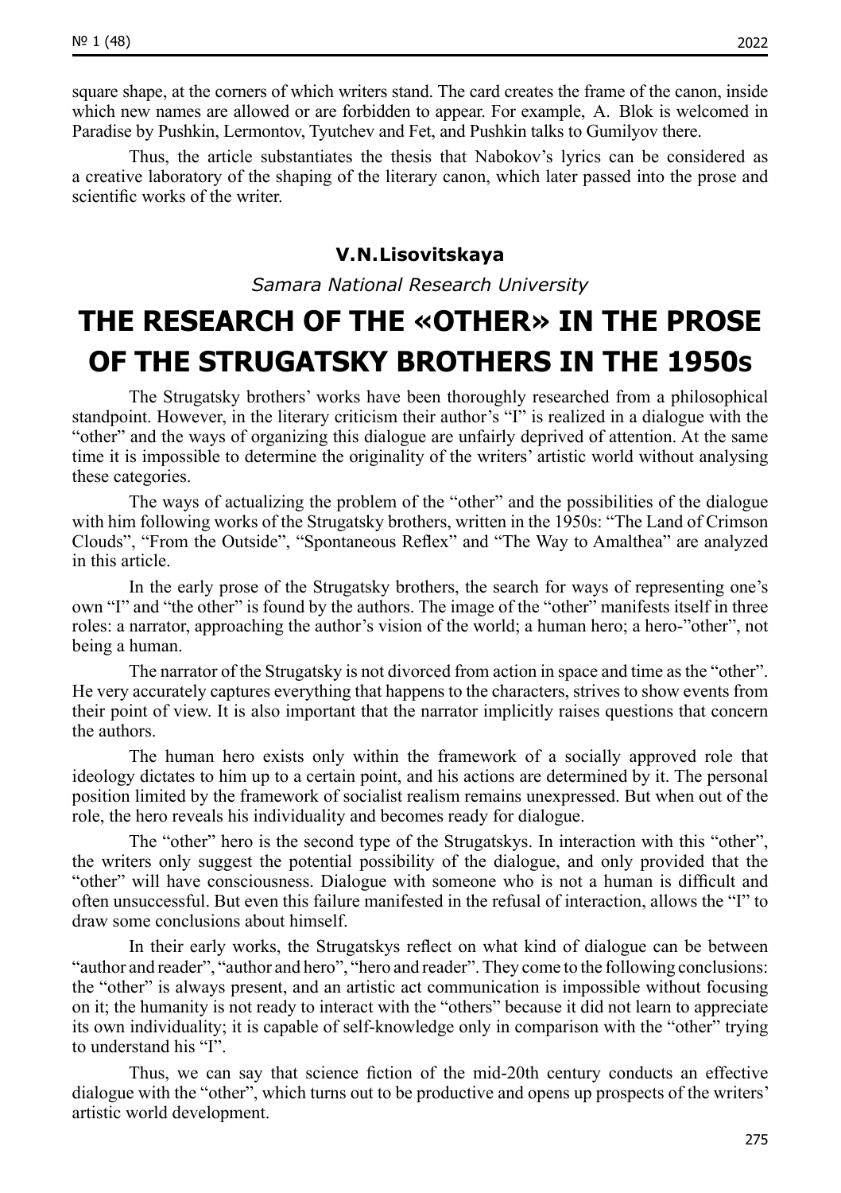square shape, at the corners of which writers stand. The card creates the frame of the canon, inside which new names are allowed or are forbidden to appear. For example, A. Blok is welcomed in Paradise by Pushkin, Lermontov, Tyutchev and Fet, and Pushkin talks to Gumilyov there.

Thus, the article substantiates the thesis that Nabokov's lyrics can be considered as a creative laboratory of the shaping of the literary canon, which later passed into the prose and scientific works of the writer.

**V.N.Lisovitskaya**

*Samara National Research University*

# THE RESEARCH OF THE «OTHER» IN THE PROSE OF THE STRUGATSKY BROTHERS IN THE 1950s

The Strugatsky brothers' works have been thoroughly researched from a philosophical standpoint. However, in the literary criticism their author's "I" is realized in a dialogue with the "other" and the ways of organizing this dialogue are unfairly deprived of attention. At the same time it is impossible to determine the originality of the writers' artistic world without analysing these categories.

The ways of actualizing the problem of the "other" and the possibilities of the dialogue with him following works of the Strugatsky brothers, written in the 1950s: "The Land of Crimson Clouds", "From the Outside", "Spontaneous Reflex" and "The Way to Amalthea" are analyzed in this article.

In the early prose of the Strugatsky brothers, the search for ways of representing one's own "I" and "the other" is found by the authors. The image of the "other" manifests itself in three roles: a narrator, approaching the author's vision of the world; a human hero; a hero-"other", not being a human.

The narrator of the Strugatsky is not divorced from action in space and time as the "other". He very accurately captures everything that happens to the characters, strives to show events from their point of view. It is also important that the narrator implicitly raises questions that concern the authors.

The human hero exists only within the framework of a socially approved role that ideology dictates to him up to a certain point, and his actions are determined by it. The personal position limited by the framework of socialist realism remains unexpressed. But when out of the role, the hero reveals his individuality and becomes ready for dialogue.

The "other" hero is the second type of the Strugatskys. In interaction with this "other", the writers only suggest the potential possibility of the dialogue, and only provided that the "other" will have consciousness. Dialogue with someone who is not a human is difficult and often unsuccessful. But even this failure manifested in the refusal of interaction, allows the "I" to draw some conclusions about himself.

In their early works, the Strugatskys reflect on what kind of dialogue can be between "author and reader", "author and hero", "hero and reader". They come to the following conclusions: the "other" is always present, and an artistic act communication is impossible without focusing on it; the humanity is not ready to interact with the "others" because it did not learn to appreciate its own individuality; it is capable of self-knowledge only in comparison with the "other" trying to understand his "I".

Thus, we can say that science fiction of the mid-20th century conducts an effective dialogue with the "other", which turns out to be productive and opens up prospects of the writers' artistic world development.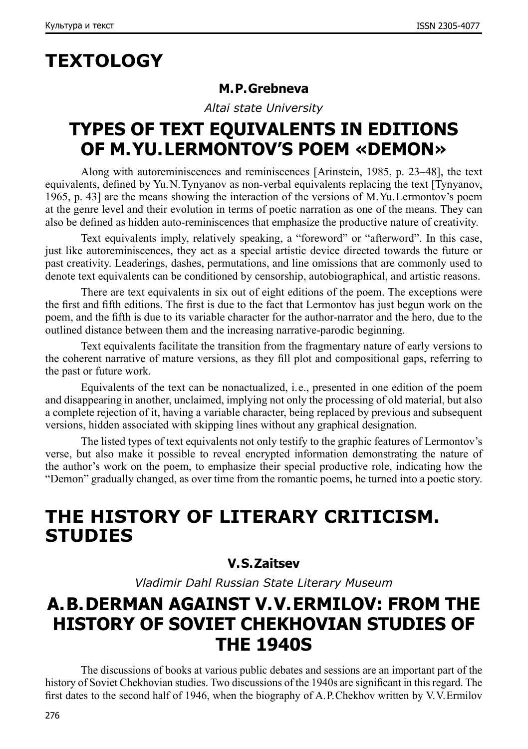# TEXTOLOGY

**M.P. Grebneva**

*Altai state University*

## TYPES OF TEXT EQUIVALENTS IN EDITIONS OF M.YU. LERMONTOV'S POEM «DEMON»

Along with autoreminiscences and reminiscences [Arinstein, 1985, p. 23–48], the text equivalents, defined by Yu.N. Tynyanov as non-verbal equivalents replacing the text [Tynyanov, 1965, p. 43] are the means showing the interaction of the versions of M.Yu. Lermontov's poem at the genre level and their evolution in terms of poetic narration as one of the means. They can also be defined as hidden auto-reminiscences that emphasize the productive nature of creativity.

Text equivalents imply, relatively speaking, a "foreword" or "afterword". In this case, just like autoreminiscences, they act as a special artistic device directed towards the future or past creativity. Leaderings, dashes, permutations, and line omissions that are commonly used to denote text equivalents can be conditioned by censorship, autobiographical, and artistic reasons.

There are text equivalents in six out of eight editions of the poem. The exceptions were the first and fifth editions. The first is due to the fact that Lermontov has just begun work on the poem, and the fifth is due to its variable character for the author-narrator and the hero, due to the outlined distance between them and the increasing narrative-parodic beginning.

Text equivalents facilitate the transition from the fragmentary nature of early versions to the coherent narrative of mature versions, as they fill plot and compositional gaps, referring to the past or future work.

Equivalents of the text can be nonactualized, i.e., presented in one edition of the poem and disappearing in another, unclaimed, implying not only the processing of old material, but also a complete rejection of it, having a variable character, being replaced by previous and subsequent versions, hidden associated with skipping lines without any graphical designation.

The listed types of text equivalents not only testify to the graphic features of Lermontov's verse, but also make it possible to reveal encrypted information demonstrating the nature of the author's work on the poem, to emphasize their special productive role, indicating how the "Demon" gradually changed, as over time from the romantic poems, he turned into a poetic story.

# THE HISTORY OF LITERARY CRITICISM. STUDIES

**V.S. Zaitsev**

*Vladimir Dahl Russian State Literary Museum*

## A.B. DERMAN AGAINST V.V. ERMILOV: FROM THE HISTORY OF SOVIET CHEKHOVIAN STUDIES OF THE 1940S

The discussions of books at various public debates and sessions are an important part of the history of Soviet Chekhovian studies. Two discussions of the 1940s are significant in this regard. The first dates to the second half of 1946, when the biography of A.P. Chekhov written by V.V. Ermilov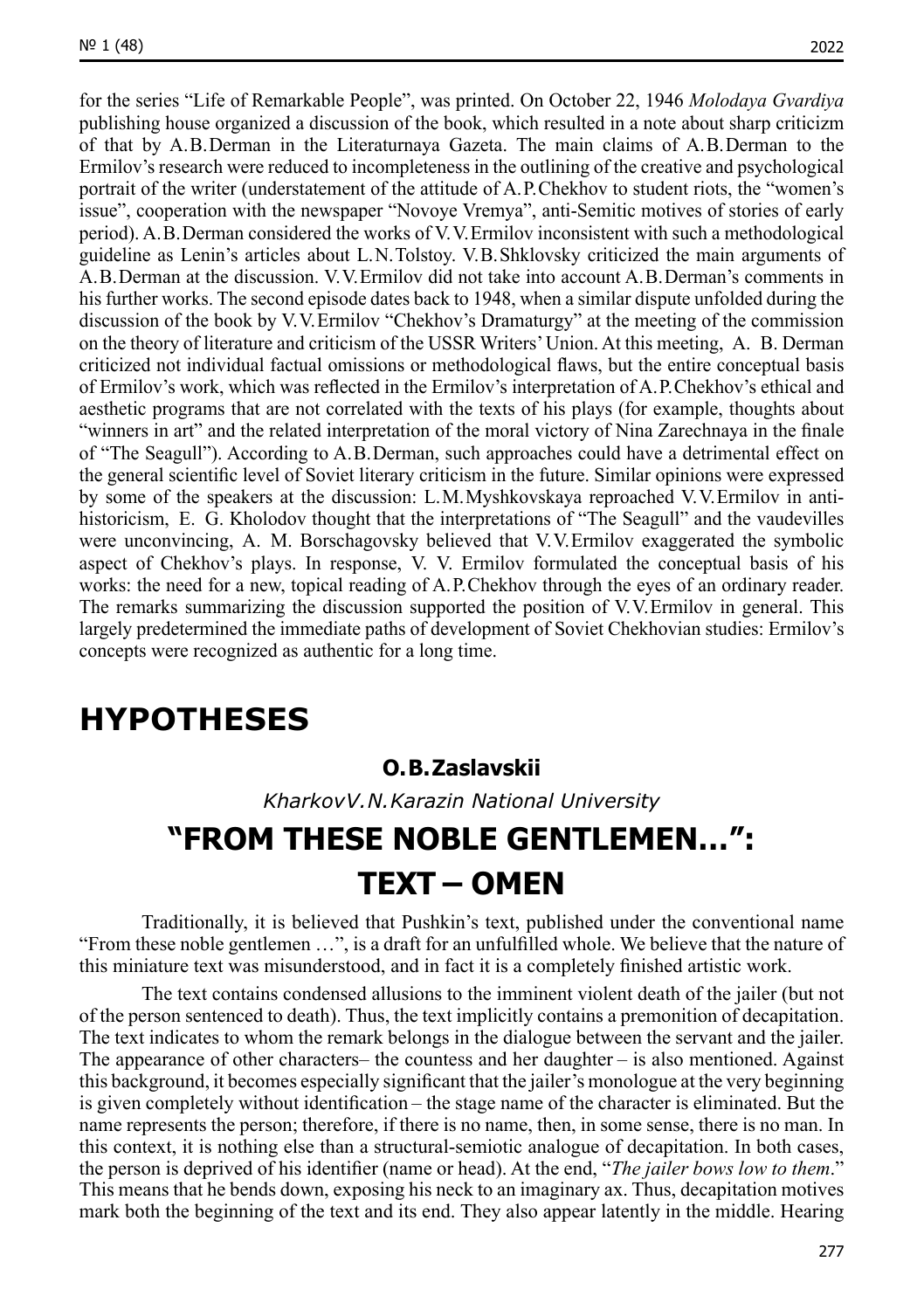for the series "Life of Remarkable People", was printed. On October 22, 1946 *Molodaya Gvardiya* publishing house organized a discussion of the book, which resulted in a note about sharp criticizm of that by A.B.Derman in the Literaturnaya Gazeta. The main claims of A.B.Derman to the Ermilov's research were reduced to incompleteness in the outlining of the creative and psychological portrait of the writer (understatement of the attitude of A.P.Chekhov to student riots, the "women's issue", cooperation with the newspaper "Novoye Vremya", anti-Semitic motives of stories of early period). A.B.Derman considered the works of V.V.Ermilov inconsistent with such a methodological guideline as Lenin's articles about L.N.Tolstoy. V.B.Shklovsky criticized the main arguments of A.B.Derman at the discussion. V.V.Ermilov did not take into account A.B.Derman's comments in his further works. The second episode dates back to 1948, when a similar dispute unfolded during the discussion of the book by V.V.Ermilov "Chekhov's Dramaturgy" at the meeting of the commission on the theory of literature and criticism of the USSR Writers' Union. At this meeting, A. B. Derman criticized not individual factual omissions or methodological flaws, but the entire conceptual basis of Ermilov's work, which was reflected in the Ermilov's interpretation of A.P.Chekhov's ethical and aesthetic programs that are not correlated with the texts of his plays (for example, thoughts about "winners in art" and the related interpretation of the moral victory of Nina Zarechnaya in the finale of "The Seagull"). According to A.B.Derman, such approaches could have a detrimental effect on the general scientific level of Soviet literary criticism in the future. Similar opinions were expressed by some of the speakers at the discussion: L.M.Myshkovskaya reproached V.V.Ermilov in anti-historicism, E. G. Kholodov thought that the interpretations of "The Seagull" and the vaudevilles were unconvincing, A. M. Borschagovsky believed that V.V.Ermilov exaggerated the symbolic aspect of Chekhov's plays. In response, V. V. Ermilov formulated the conceptual basis of his works: the need for a new, topical reading of A.P.Chekhov through the eyes of an ordinary reader. The remarks summarizing the discussion supported the position of V.V.Ermilov in general. This largely predetermined the immediate paths of development of Soviet Chekhovian studies: Ermilov's concepts were recognized as authentic for a long time.

# HYPOTHESES

**O.B.Zaslavskii**

*KharkovV.N.Karazin National University*

## "FROM THESE NOBLE GENTLEMEN…": TEXT – OMEN

Traditionally, it is believed that Pushkin's text, published under the conventional name "From these noble gentlemen …", is a draft for an unfulfilled whole. We believe that the nature of this miniature text was misunderstood, and in fact it is a completely finished artistic work.

The text contains condensed allusions to the imminent violent death of the jailer (but not of the person sentenced to death). Thus, the text implicitly contains a premonition of decapitation. The text indicates to whom the remark belongs in the dialogue between the servant and the jailer. The appearance of other characters– the countess and her daughter – is also mentioned. Against this background, it becomes especially significant that the jailer's monologue at the very beginning is given completely without identification – the stage name of the character is eliminated. But the name represents the person; therefore, if there is no name, then, in some sense, there is no man. In this context, it is nothing else than a structural-semiotic analogue of decapitation. In both cases, the person is deprived of his identifier (name or head). At the end, "*The jailer bows low to them*." This means that he bends down, exposing his neck to an imaginary ax. Thus, decapitation motives mark both the beginning of the text and its end. They also appear latently in the middle. Hearing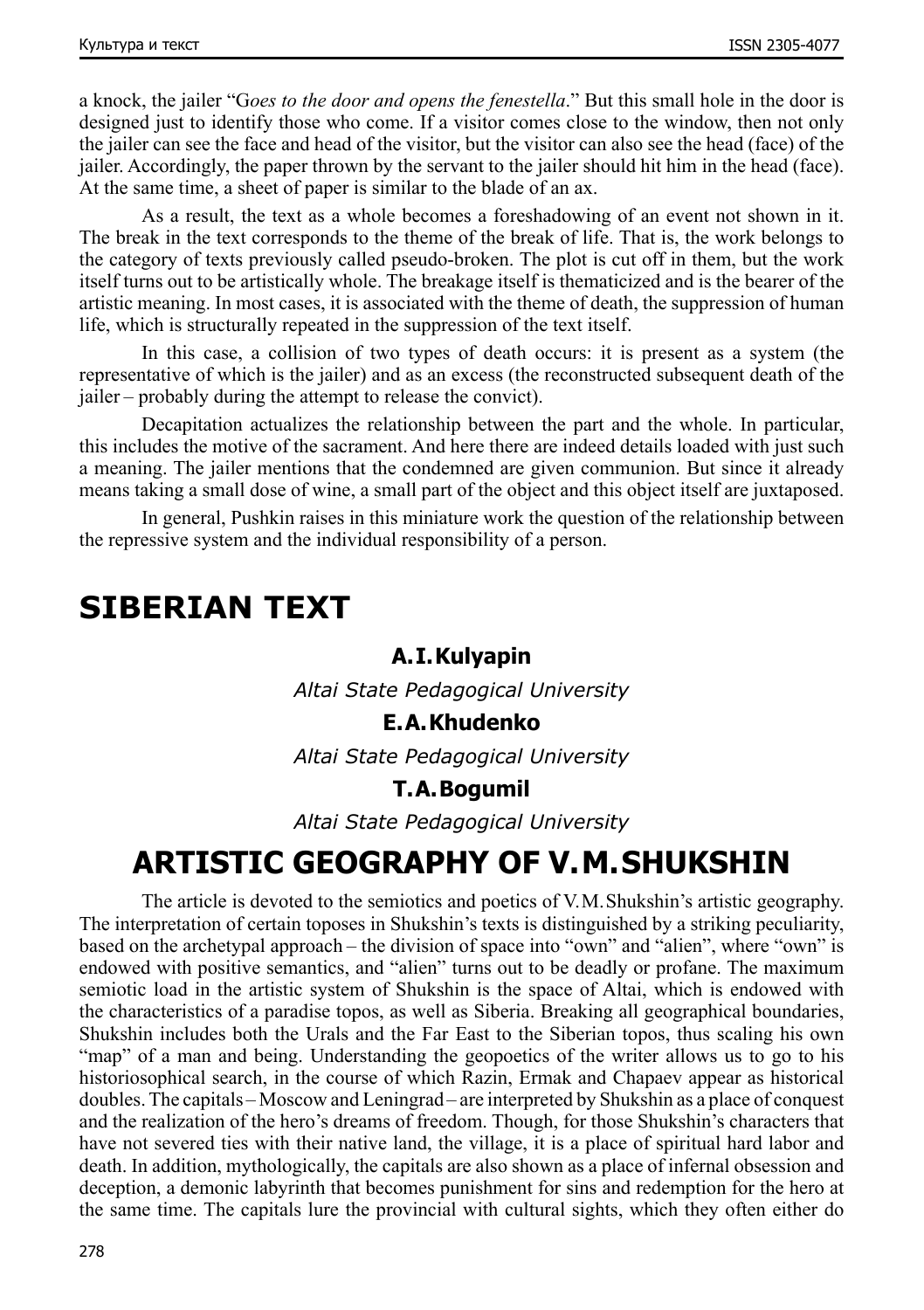a knock, the jailer "G*oes to the door and opens the fenestella*." But this small hole in the door is designed just to identify those who come. If a visitor comes close to the window, then not only the jailer can see the face and head of the visitor, but the visitor can also see the head (face) of the jailer. Accordingly, the paper thrown by the servant to the jailer should hit him in the head (face). At the same time, a sheet of paper is similar to the blade of an ax.

As a result, the text as a whole becomes a foreshadowing of an event not shown in it. The break in the text corresponds to the theme of the break of life. That is, the work belongs to the category of texts previously called pseudo-broken. The plot is cut off in them, but the work itself turns out to be artistically whole. The breakage itself is thematicized and is the bearer of the artistic meaning. In most cases, it is associated with the theme of death, the suppression of human life, which is structurally repeated in the suppression of the text itself.

In this case, a collision of two types of death occurs: it is present as a system (the representative of which is the jailer) and as an excess (the reconstructed subsequent death of the jailer – probably during the attempt to release the convict).

Decapitation actualizes the relationship between the part and the whole. In particular, this includes the motive of the sacrament. And here there are indeed details loaded with just such a meaning. The jailer mentions that the condemned are given communion. But since it already means taking a small dose of wine, a small part of the object and this object itself are juxtaposed.

In general, Pushkin raises in this miniature work the question of the relationship between the repressive system and the individual responsibility of a person.

# SIBERIAN TEXT

**A.I. Kulyapin**

*Altai State Pedagogical University*

**E.A. Khudenko**

*Altai State Pedagogical University*

**T.A. Bogumil**

*Altai State Pedagogical University*

## ARTISTIC GEOGRAPHY OF V.M. SHUKSHIN

The article is devoted to the semiotics and poetics of V.M. Shukshin's artistic geography. The interpretation of certain toposes in Shukshin's texts is distinguished by a striking peculiarity, based on the archetypal approach – the division of space into "own" and "alien", where "own" is endowed with positive semantics, and "alien" turns out to be deadly or profane. The maximum semiotic load in the artistic system of Shukshin is the space of Altai, which is endowed with the characteristics of a paradise topos, as well as Siberia. Breaking all geographical boundaries, Shukshin includes both the Urals and the Far East to the Siberian topos, thus scaling his own "map" of a man and being. Understanding the geopoetics of the writer allows us to go to his historiosophical search, in the course of which Razin, Ermak and Chapaev appear as historical doubles. The capitals – Moscow and Leningrad – are interpreted by Shukshin as a place of conquest and the realization of the hero's dreams of freedom. Though, for those Shukshin's characters that have not severed ties with their native land, the village, it is a place of spiritual hard labor and death. In addition, mythologically, the capitals are also shown as a place of infernal obsession and deception, a demonic labyrinth that becomes punishment for sins and redemption for the hero at the same time. The capitals lure the provincial with cultural sights, which they often either do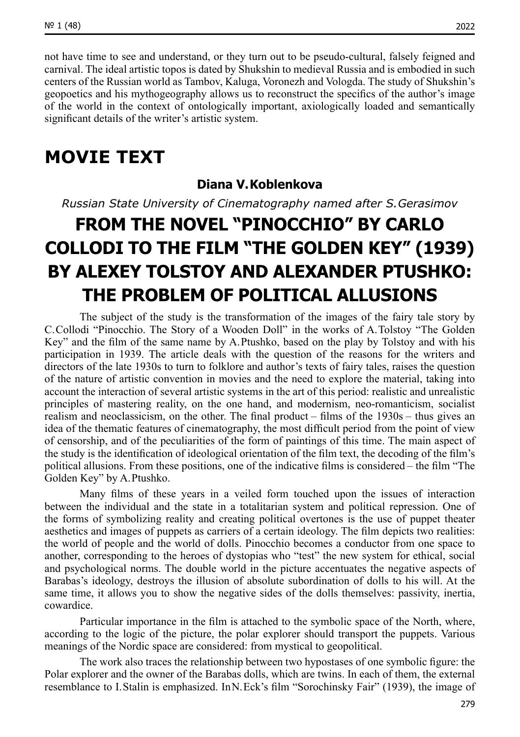not have time to see and understand, or they turn out to be pseudo-cultural, falsely feigned and carnival. The ideal artistic topos is dated by Shukshin to medieval Russia and is embodied in such centers of the Russian world as Tambov, Kaluga, Voronezh and Vologda. The study of Shukshin's geopoetics and his mythogeography allows us to reconstruct the specifics of the author's image of the world in the context of ontologically important, axiologically loaded and semantically significant details of the writer's artistic system.

# MOVIE TEXT

**Diana V. Koblenkova**

*Russian State University of Cinematography named after S. Gerasimov*

## FROM THE NOVEL "PINOCCHIO" BY CARLO COLLODI TO THE FILM "THE GOLDEN KEY" (1939) BY ALEXEY TOLSTOY AND ALEXANDER PTUSHKO: THE PROBLEM OF POLITICAL ALLUSIONS

The subject of the study is the transformation of the images of the fairy tale story by C. Collodi "Pinocchio. The Story of a Wooden Doll" in the works of A. Tolstoy "The Golden Key" and the film of the same name by A. Ptushko, based on the play by Tolstoy and with his participation in 1939. The article deals with the question of the reasons for the writers and directors of the late 1930s to turn to folklore and author's texts of fairy tales, raises the question of the nature of artistic convention in movies and the need to explore the material, taking into account the interaction of several artistic systems in the art of this period: realistic and unrealistic principles of mastering reality, on the one hand, and modernism, neo-romanticism, socialist realism and neoclassicism, on the other. The final product – films of the 1930s – thus gives an idea of the thematic features of cinematography, the most difficult period from the point of view of censorship, and of the peculiarities of the form of paintings of this time. The main aspect of the study is the identification of ideological orientation of the film text, the decoding of the film's political allusions. From these positions, one of the indicative films is considered – the film "The Golden Key" by A. Ptushko.

Many films of these years in a veiled form touched upon the issues of interaction between the individual and the state in a totalitarian system and political repression. One of the forms of symbolizing reality and creating political overtones is the use of puppet theater aesthetics and images of puppets as carriers of a certain ideology. The film depicts two realities: the world of people and the world of dolls. Pinocchio becomes a conductor from one space to another, corresponding to the heroes of dystopias who "test" the new system for ethical, social and psychological norms. The double world in the picture accentuates the negative aspects of Barabas's ideology, destroys the illusion of absolute subordination of dolls to his will. At the same time, it allows you to show the negative sides of the dolls themselves: passivity, inertia, cowardice.

Particular importance in the film is attached to the symbolic space of the North, where, according to the logic of the picture, the polar explorer should transport the puppets. Various meanings of the Nordic space are considered: from mystical to geopolitical.

The work also traces the relationship between two hypostases of one symbolic figure: the Polar explorer and the owner of the Barabas dolls, which are twins. In each of them, the external resemblance to I. Stalin is emphasized. In N. Eck's film "Sorochinsky Fair" (1939), the image of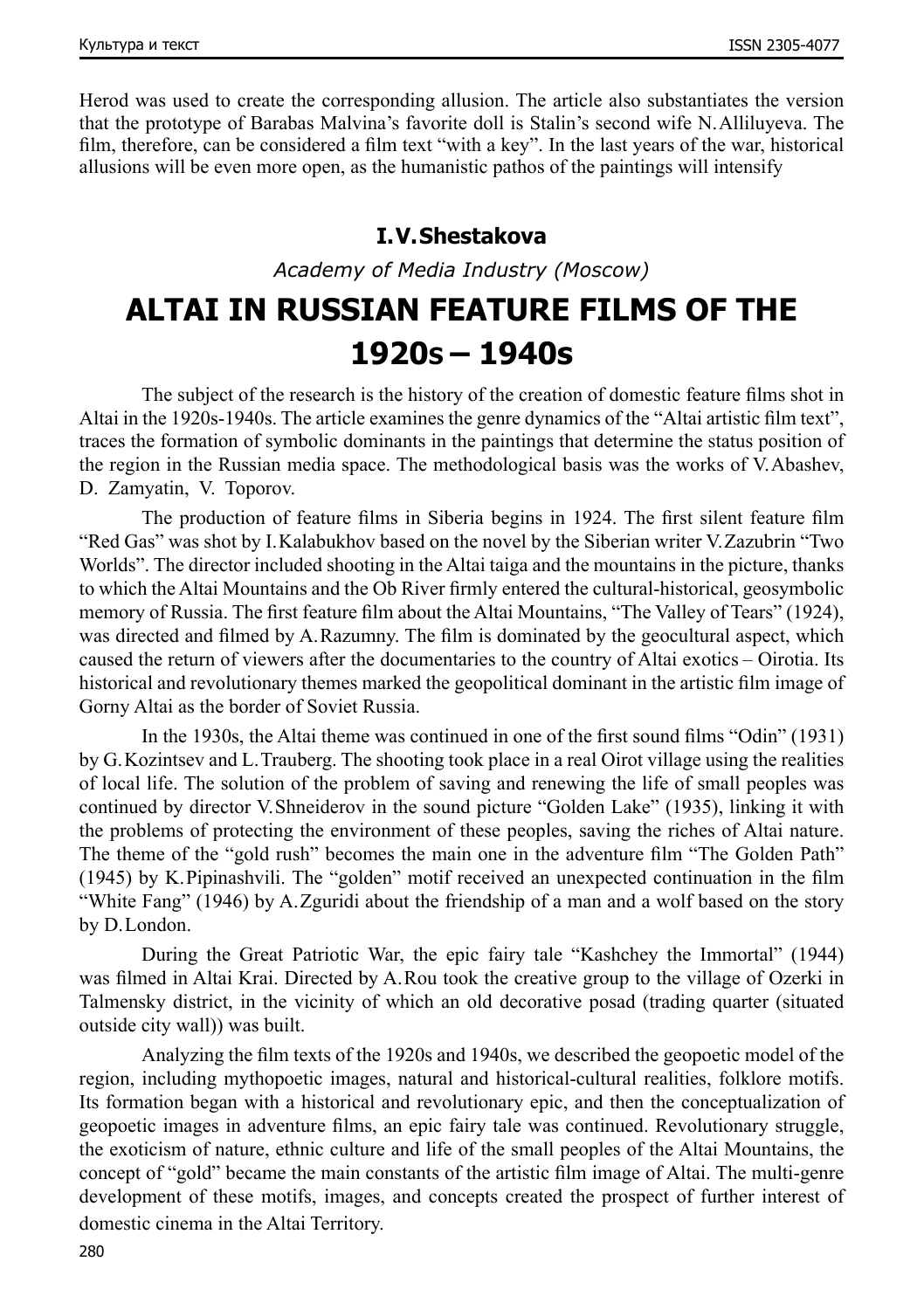Herod was used to create the corresponding allusion. The article also substantiates the version that the prototype of Barabas Malvina's favorite doll is Stalin's second wife N. Alliluyeva. The film, therefore, can be considered a film text "with a key". In the last years of the war, historical allusions will be even more open, as the humanistic pathos of the paintings will intensify

**I. V. Shestakova**

*Academy of Media Industry (Moscow)*

# ALTAI IN RUSSIAN FEATURE FILMS OF THE 1920s – 1940s

The subject of the research is the history of the creation of domestic feature films shot in Altai in the 1920s-1940s. The article examines the genre dynamics of the "Altai artistic film text", traces the formation of symbolic dominants in the paintings that determine the status position of the region in the Russian media space. The methodological basis was the works of V. Abashev, D. Zamyatin, V. Toporov.

The production of feature films in Siberia begins in 1924. The first silent feature film "Red Gas" was shot by I. Kalabukhov based on the novel by the Siberian writer V. Zazubrin "Two Worlds". The director included shooting in the Altai taiga and the mountains in the picture, thanks to which the Altai Mountains and the Ob River firmly entered the cultural-historical, geosymbolic memory of Russia. The first feature film about the Altai Mountains, "The Valley of Tears" (1924), was directed and filmed by A. Razumny. The film is dominated by the geocultural aspect, which caused the return of viewers after the documentaries to the country of Altai exotics – Oirotia. Its historical and revolutionary themes marked the geopolitical dominant in the artistic film image of Gorny Altai as the border of Soviet Russia.

In the 1930s, the Altai theme was continued in one of the first sound films "Odin" (1931) by G. Kozintsev and L. Trauberg. The shooting took place in a real Oirot village using the realities of local life. The solution of the problem of saving and renewing the life of small peoples was continued by director V. Shneiderov in the sound picture "Golden Lake" (1935), linking it with the problems of protecting the environment of these peoples, saving the riches of Altai nature. The theme of the "gold rush" becomes the main one in the adventure film "The Golden Path" (1945) by K. Pipinashvili. The "golden" motif received an unexpected continuation in the film "White Fang" (1946) by A. Zguridi about the friendship of a man and a wolf based on the story by D. London.

During the Great Patriotic War, the epic fairy tale "Kashchey the Immortal" (1944) was filmed in Altai Krai. Directed by A. Rou took the creative group to the village of Ozerki in Talmensky district, in the vicinity of which an old decorative posad (trading quarter (situated outside city wall)) was built.

Analyzing the film texts of the 1920s and 1940s, we described the geopoetic model of the region, including mythopoetic images, natural and historical-cultural realities, folklore motifs. Its formation began with a historical and revolutionary epic, and then the conceptualization of geopoetic images in adventure films, an epic fairy tale was continued. Revolutionary struggle, the exoticism of nature, ethnic culture and life of the small peoples of the Altai Mountains, the concept of "gold" became the main constants of the artistic film image of Altai. The multi-genre development of these motifs, images, and concepts created the prospect of further interest of domestic cinema in the Altai Territory.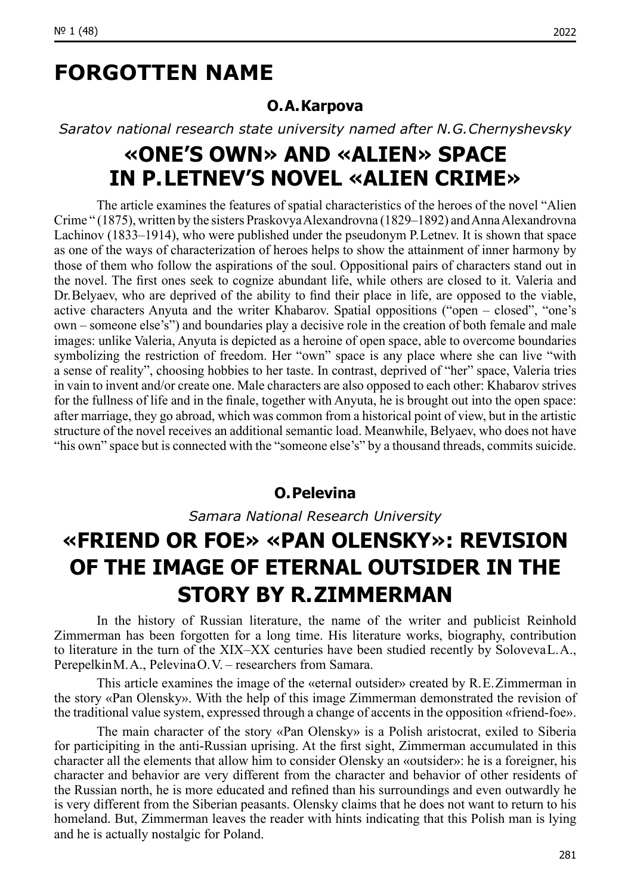# FORGOTTEN NAME

**O.A. Karpova**

*Saratov national research state university named after N.G. Chernyshevsky*

## «ONE'S OWN» AND «ALIEN» SPACE IN P. LETNEV'S NOVEL «ALIEN CRIME»

The article examines the features of spatial characteristics of the heroes of the novel "Alien Crime " (1875), written by the sisters Praskovya Alexandrovna (1829–1892) and Anna Alexandrovna Lachinov (1833–1914), who were published under the pseudonym P. Letnev. It is shown that space as one of the ways of characterization of heroes helps to show the attainment of inner harmony by those of them who follow the aspirations of the soul. Oppositional pairs of characters stand out in the novel. The first ones seek to cognize abundant life, while others are closed to it. Valeria and Dr. Belyaev, who are deprived of the ability to find their place in life, are opposed to the viable, active characters Anyuta and the writer Khabarov. Spatial oppositions ("open – closed", "one's own – someone else's") and boundaries play a decisive role in the creation of both female and male images: unlike Valeria, Anyuta is depicted as a heroine of open space, able to overcome boundaries symbolizing the restriction of freedom. Her "own" space is any place where she can live "with a sense of reality", choosing hobbies to her taste. In contrast, deprived of "her" space, Valeria tries in vain to invent and/or create one. Male characters are also opposed to each other: Khabarov strives for the fullness of life and in the finale, together with Anyuta, he is brought out into the open space: after marriage, they go abroad, which was common from a historical point of view, but in the artistic structure of the novel receives an additional semantic load. Meanwhile, Belyaev, who does not have "his own" space but is connected with the "someone else's" by a thousand threads, commits suicide.

**O. Pelevina**

*Samara National Research University*

## «FRIEND OR FOE» «PAN OLENSKY»: REVISION OF THE IMAGE OF ETERNAL OUTSIDER IN THE STORY BY R. ZIMMERMAN

In the history of Russian literature, the name of the writer and publicist Reinhold Zimmerman has been forgotten for a long time. His literature works, biography, contribution to literature in the turn of the XIX–XX centuries have been studied recently by Soloveva L.A., Perepelkin M.A., Pelevina O.V. – researchers from Samara.

This article examines the image of the «eternal outsider» created by R.E. Zimmerman in the story «Pan Olensky». With the help of this image Zimmerman demonstrated the revision of the traditional value system, expressed through a change of accents in the opposition «friend-foe».

The main character of the story «Pan Olensky» is a Polish aristocrat, exiled to Siberia for participiting in the anti-Russian uprising. At the first sight, Zimmerman accumulated in this character all the elements that allow him to consider Olensky an «outsider»: he is a foreigner, his character and behavior are very different from the character and behavior of other residents of the Russian north, he is more educated and refined than his surroundings and even outwardly he is very different from the Siberian peasants. Olensky claims that he does not want to return to his homeland. But, Zimmerman leaves the reader with hints indicating that this Polish man is lying and he is actually nostalgic for Poland.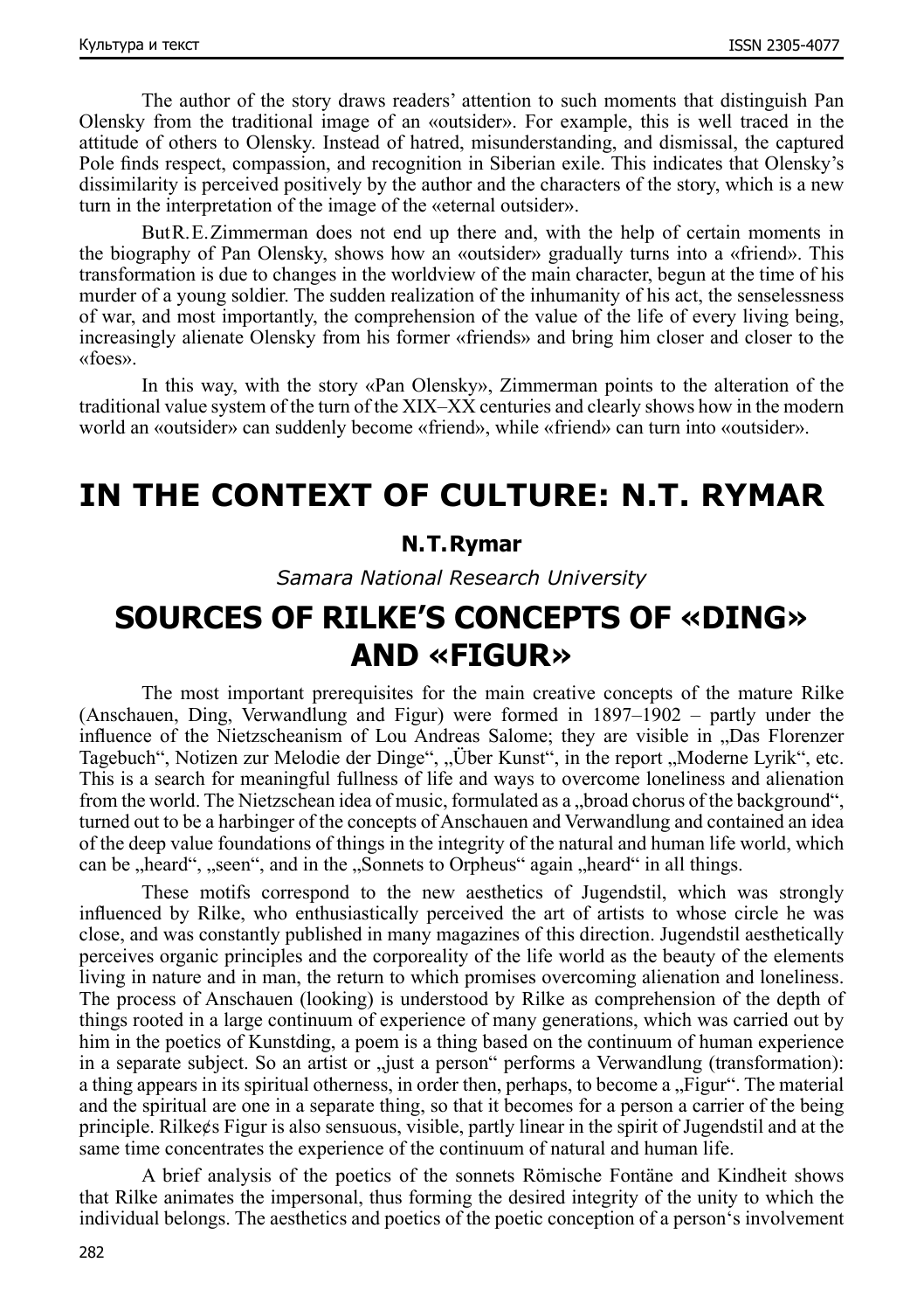The author of the story draws readers' attention to such moments that distinguish Pan Olensky from the traditional image of an «outsider». For example, this is well traced in the attitude of others to Olensky. Instead of hatred, misunderstanding, and dismissal, the captured Pole finds respect, compassion, and recognition in Siberian exile. This indicates that Olensky's dissimilarity is perceived positively by the author and the characters of the story, which is a new turn in the interpretation of the image of the «eternal outsider».

But R. E. Zimmerman does not end up there and, with the help of certain moments in the biography of Pan Olensky, shows how an «outsider» gradually turns into a «friend». This transformation is due to changes in the worldview of the main character, begun at the time of his murder of a young soldier. The sudden realization of the inhumanity of his act, the senselessness of war, and most importantly, the comprehension of the value of the life of every living being, increasingly alienate Olensky from his former «friends» and bring him closer and closer to the «foes».

In this way, with the story «Pan Olensky», Zimmerman points to the alteration of the traditional value system of the turn of the XIX–XX centuries and clearly shows how in the modern world an «outsider» can suddenly become «friend», while «friend» can turn into «outsider».

# IN THE CONTEXT OF CULTURE: N.T. RYMAR

**N.T. Rymar**

*Samara National Research University*

## SOURCES OF RILKE'S CONCEPTS OF «DING» AND «FIGUR»

The most important prerequisites for the main creative concepts of the mature Rilke (Anschauen, Ding, Verwandlung and Figur) were formed in 1897–1902 – partly under the influence of the Nietzscheanism of Lou Andreas Salome; they are visible in „Das Florenzer Tagebuch", Notizen zur Melodie der Dinge", „Über Kunst", in the report „Moderne Lyrik", etc. This is a search for meaningful fullness of life and ways to overcome loneliness and alienation from the world. The Nietzschean idea of music, formulated as a „broad chorus of the background", turned out to be a harbinger of the concepts of Anschauen and Verwandlung and contained an idea of the deep value foundations of things in the integrity of the natural and human life world, which can be „heard", „seen", and in the „Sonnets to Orpheus" again „heard" in all things.

These motifs correspond to the new aesthetics of Jugendstil, which was strongly influenced by Rilke, who enthusiastically perceived the art of artists to whose circle he was close, and was constantly published in many magazines of this direction. Jugendstil aesthetically perceives organic principles and the corporeality of the life world as the beauty of the elements living in nature and in man, the return to which promises overcoming alienation and loneliness. The process of Anschauen (looking) is understood by Rilke as comprehension of the depth of things rooted in a large continuum of experience of many generations, which was carried out by him in the poetics of Kunstding, a poem is a thing based on the continuum of human experience in a separate subject. So an artist or „just a person" performs a Verwandlung (transformation): a thing appears in its spiritual otherness, in order then, perhaps, to become a „Figur". The material and the spiritual are one in a separate thing, so that it becomes for a person a carrier of the being principle. Rilke¢s Figur is also sensuous, visible, partly linear in the spirit of Jugendstil and at the same time concentrates the experience of the continuum of natural and human life.

A brief analysis of the poetics of the sonnets Römische Fontäne and Kindheit shows that Rilke animates the impersonal, thus forming the desired integrity of the unity to which the individual belongs. The aesthetics and poetics of the poetic conception of a person's involvement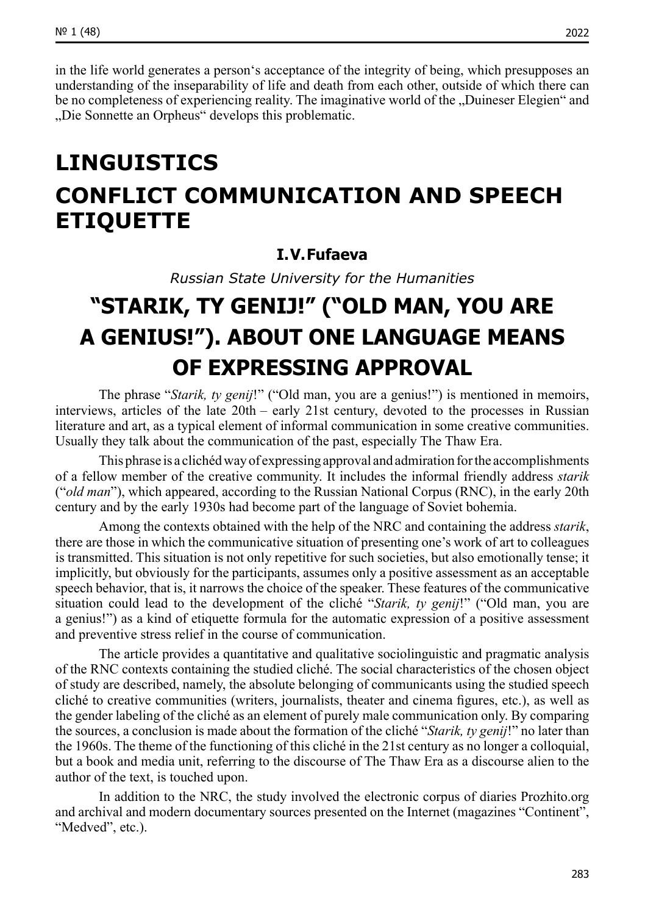in the life world generates a person‘s acceptance of the integrity of being, which presupposes an understanding of the inseparability of life and death from each other, outside of which there can be no completeness of experiencing reality. The imaginative world of the „Duineser Elegien“ and „Die Sonnette an Orpheus“ develops this problematic.

# LINGUISTICS

# CONFLICT COMMUNICATION AND SPEECH ETIQUETTE

**I.V. Fufaeva**

*Russian State University for the Humanities*

## "STARIK, TY GENIJ!" ("OLD MAN, YOU ARE A GENIUS!"). ABOUT ONE LANGUAGE MEANS OF EXPRESSING APPROVAL

The phrase "*Starik, ty genij*!" ("Old man, you are a genius!") is mentioned in memoirs, interviews, articles of the late 20th – early 21st century, devoted to the processes in Russian literature and art, as a typical element of informal communication in some creative communities. Usually they talk about the communication of the past, especially The Thaw Era.

This phrase is a clichéd way of expressing approval and admiration for the accomplishments of a fellow member of the creative community. It includes the informal friendly address *starik* ("*old man*"), which appeared, according to the Russian National Corpus (RNC), in the early 20th century and by the early 1930s had become part of the language of Soviet bohemia.

Among the contexts obtained with the help of the NRC and containing the address *starik*, there are those in which the communicative situation of presenting one's work of art to colleagues is transmitted. This situation is not only repetitive for such societies, but also emotionally tense; it implicitly, but obviously for the participants, assumes only a positive assessment as an acceptable speech behavior, that is, it narrows the choice of the speaker. These features of the communicative situation could lead to the development of the cliché "*Starik, ty genij*!" ("Old man, you are a genius!") as a kind of etiquette formula for the automatic expression of a positive assessment and preventive stress relief in the course of communication.

The article provides a quantitative and qualitative sociolinguistic and pragmatic analysis of the RNC contexts containing the studied cliché. The social characteristics of the chosen object of study are described, namely, the absolute belonging of communicants using the studied speech cliché to creative communities (writers, journalists, theater and cinema figures, etc.), as well as the gender labeling of the cliché as an element of purely male communication only. By comparing the sources, a conclusion is made about the formation of the cliché "*Starik, ty genij*!" no later than the 1960s. The theme of the functioning of this cliché in the 21st century as no longer a colloquial, but a book and media unit, referring to the discourse of The Thaw Era as a discourse alien to the author of the text, is touched upon.

In addition to the NRC, the study involved the electronic corpus of diaries Prozhito.org and archival and modern documentary sources presented on the Internet (magazines "Continent", "Medved", etc.).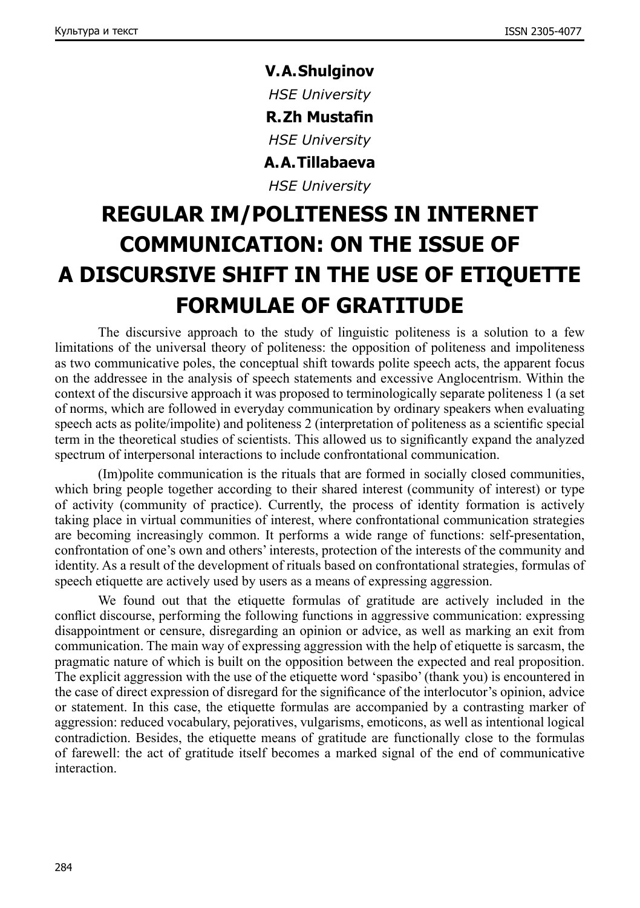**V.A. Shulginov**

*HSE University*

**R.Zh Mustafin**

*HSE University*

**A.A. Tillabaeva**

*HSE University*

# REGULAR IM/POLITENESS IN INTERNET COMMUNICATION: ON THE ISSUE OF A DISCURSIVE SHIFT IN THE USE OF ETIQUETTE FORMULAE OF GRATITUDE

The discursive approach to the study of linguistic politeness is a solution to a few limitations of the universal theory of politeness: the opposition of politeness and impoliteness as two communicative poles, the conceptual shift towards polite speech acts, the apparent focus on the addressee in the analysis of speech statements and excessive Anglocentrism. Within the context of the discursive approach it was proposed to terminologically separate politeness 1 (a set of norms, which are followed in everyday communication by ordinary speakers when evaluating speech acts as polite/impolite) and politeness 2 (interpretation of politeness as a scientific special term in the theoretical studies of scientists. This allowed us to significantly expand the analyzed spectrum of interpersonal interactions to include confrontational communication.

(Im)polite communication is the rituals that are formed in socially closed communities, which bring people together according to their shared interest (community of interest) or type of activity (community of practice). Currently, the process of identity formation is actively taking place in virtual communities of interest, where confrontational communication strategies are becoming increasingly common. It performs a wide range of functions: self-presentation, confrontation of one's own and others' interests, protection of the interests of the community and identity. As a result of the development of rituals based on confrontational strategies, formulas of speech etiquette are actively used by users as a means of expressing aggression.

We found out that the etiquette formulas of gratitude are actively included in the conflict discourse, performing the following functions in aggressive communication: expressing disappointment or censure, disregarding an opinion or advice, as well as marking an exit from communication. The main way of expressing aggression with the help of etiquette is sarcasm, the pragmatic nature of which is built on the opposition between the expected and real proposition. The explicit aggression with the use of the etiquette word 'spasibo' (thank you) is encountered in the case of direct expression of disregard for the significance of the interlocutor's opinion, advice or statement. In this case, the etiquette formulas are accompanied by a contrasting marker of aggression: reduced vocabulary, pejoratives, vulgarisms, emoticons, as well as intentional logical contradiction. Besides, the etiquette means of gratitude are functionally close to the formulas of farewell: the act of gratitude itself becomes a marked signal of the end of communicative interaction.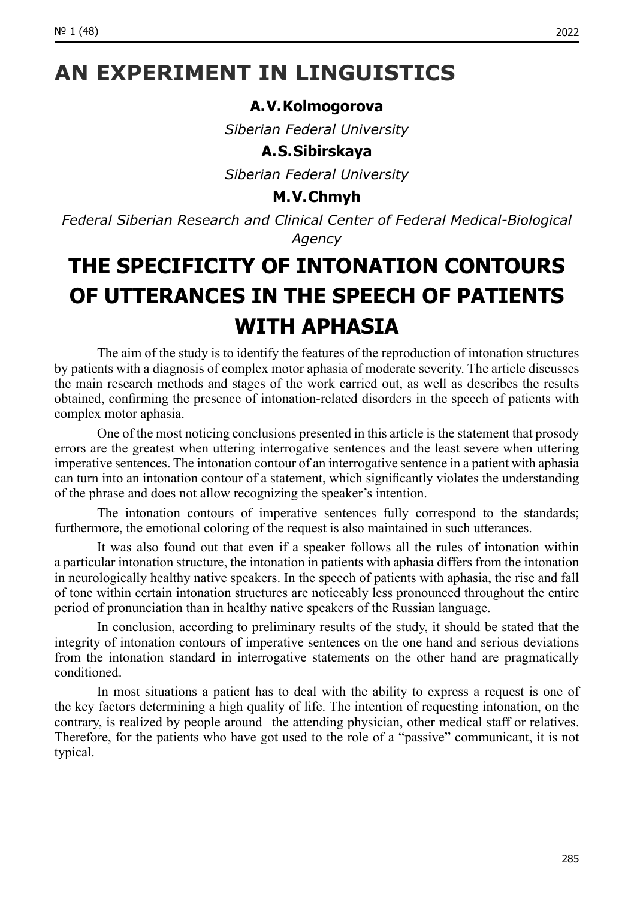# AN EXPERIMENT IN LINGUISTICS

**A.V. Kolmogorova**

*Siberian Federal University*

**A.S. Sibirskaya**

*Siberian Federal University*

**M.V. Chmyh**

*Federal Siberian Research and Clinical Center of Federal Medical-Biological Agency*

# THE SPECIFICITY OF INTONATION CONTOURS OF UTTERANCES IN THE SPEECH OF PATIENTS WITH APHASIA

The aim of the study is to identify the features of the reproduction of intonation structures by patients with a diagnosis of complex motor aphasia of moderate severity. The article discusses the main research methods and stages of the work carried out, as well as describes the results obtained, confirming the presence of intonation-related disorders in the speech of patients with complex motor aphasia.

One of the most noticing conclusions presented in this article is the statement that prosody errors are the greatest when uttering interrogative sentences and the least severe when uttering imperative sentences. The intonation contour of an interrogative sentence in a patient with aphasia can turn into an intonation contour of a statement, which significantly violates the understanding of the phrase and does not allow recognizing the speaker's intention.

The intonation contours of imperative sentences fully correspond to the standards; furthermore, the emotional coloring of the request is also maintained in such utterances.

It was also found out that even if a speaker follows all the rules of intonation within a particular intonation structure, the intonation in patients with aphasia differs from the intonation in neurologically healthy native speakers. In the speech of patients with aphasia, the rise and fall of tone within certain intonation structures are noticeably less pronounced throughout the entire period of pronunciation than in healthy native speakers of the Russian language.

In conclusion, according to preliminary results of the study, it should be stated that the integrity of intonation contours of imperative sentences on the one hand and serious deviations from the intonation standard in interrogative statements on the other hand are pragmatically conditioned.

In most situations a patient has to deal with the ability to express a request is one of the key factors determining a high quality of life. The intention of requesting intonation, on the contrary, is realized by people around –the attending physician, other medical staff or relatives. Therefore, for the patients who have got used to the role of a "passive" communicant, it is not typical.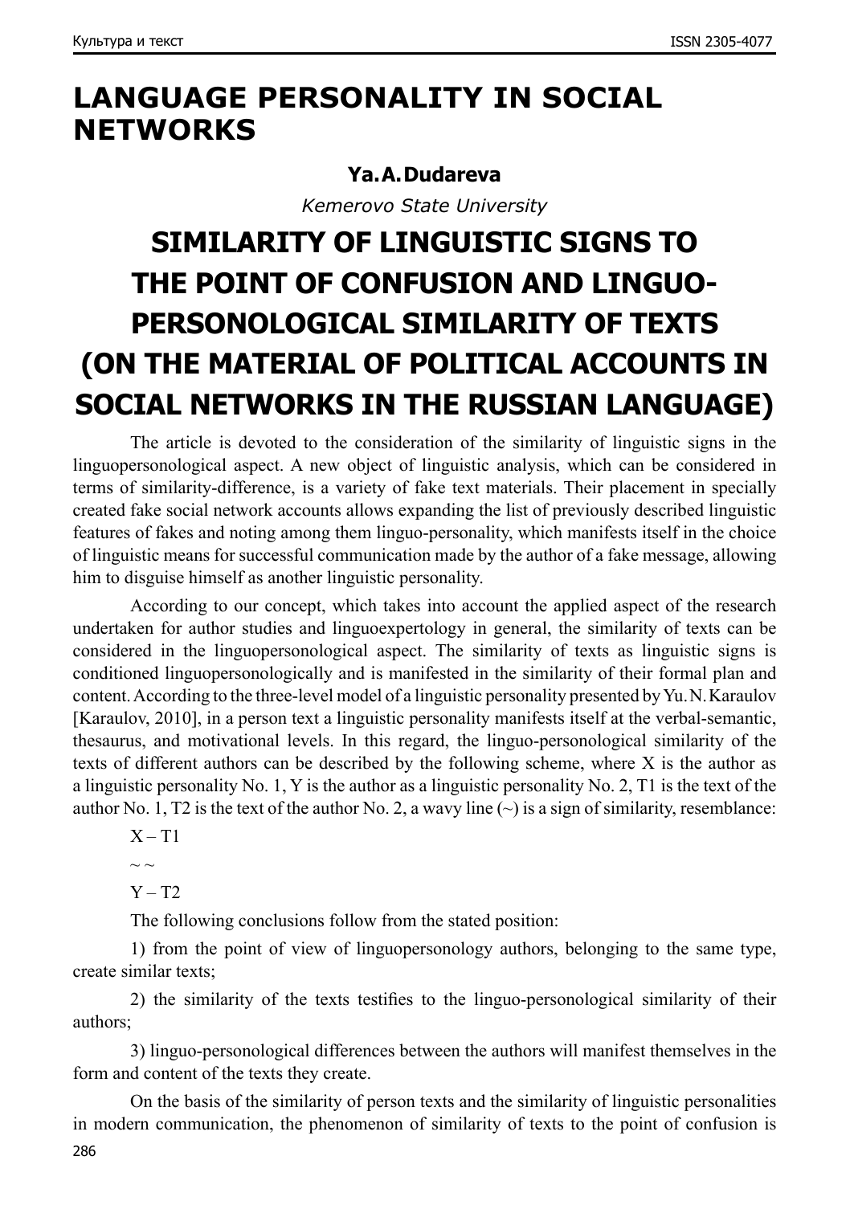# LANGUAGE PERSONALITY IN SOCIAL NETWORKS

**Ya.A. Dudareva**

*Kemerovo State University*

## SIMILARITY OF LINGUISTIC SIGNS TO THE POINT OF CONFUSION AND LINGUO-PERSONOLOGICAL SIMILARITY OF TEXTS (ON THE MATERIAL OF POLITICAL ACCOUNTS IN SOCIAL NETWORKS IN THE RUSSIAN LANGUAGE)

The article is devoted to the consideration of the similarity of linguistic signs in the linguopersonological aspect. A new object of linguistic analysis, which can be considered in terms of similarity-difference, is a variety of fake text materials. Their placement in specially created fake social network accounts allows expanding the list of previously described linguistic features of fakes and noting among them linguo-personality, which manifests itself in the choice of linguistic means for successful communication made by the author of a fake message, allowing him to disguise himself as another linguistic personality.

According to our concept, which takes into account the applied aspect of the research undertaken for author studies and linguoexpertology in general, the similarity of texts can be considered in the linguopersonological aspect. The similarity of texts as linguistic signs is conditioned linguopersonologically and is manifested in the similarity of their formal plan and content. According to the three-level model of a linguistic personality presented by Yu. N. Karaulov [Karaulov, 2010], in a person text a linguistic personality manifests itself at the verbal-semantic, thesaurus, and motivational levels. In this regard, the linguo-personological similarity of the texts of different authors can be described by the following scheme, where X is the author as a linguistic personality No. 1, Y is the author as a linguistic personality No. 2, T1 is the text of the author No. 1, T2 is the text of the author No. 2, a wavy line (~) is a sign of similarity, resemblance:

X – T1

~ ~

Y – T2

The following conclusions follow from the stated position:

1) from the point of view of linguopersonology authors, belonging to the same type, create similar texts;

2) the similarity of the texts testifies to the linguo-personological similarity of their authors;

3) linguo-personological differences between the authors will manifest themselves in the form and content of the texts they create.

On the basis of the similarity of person texts and the similarity of linguistic personalities in modern communication, the phenomenon of similarity of texts to the point of confusion is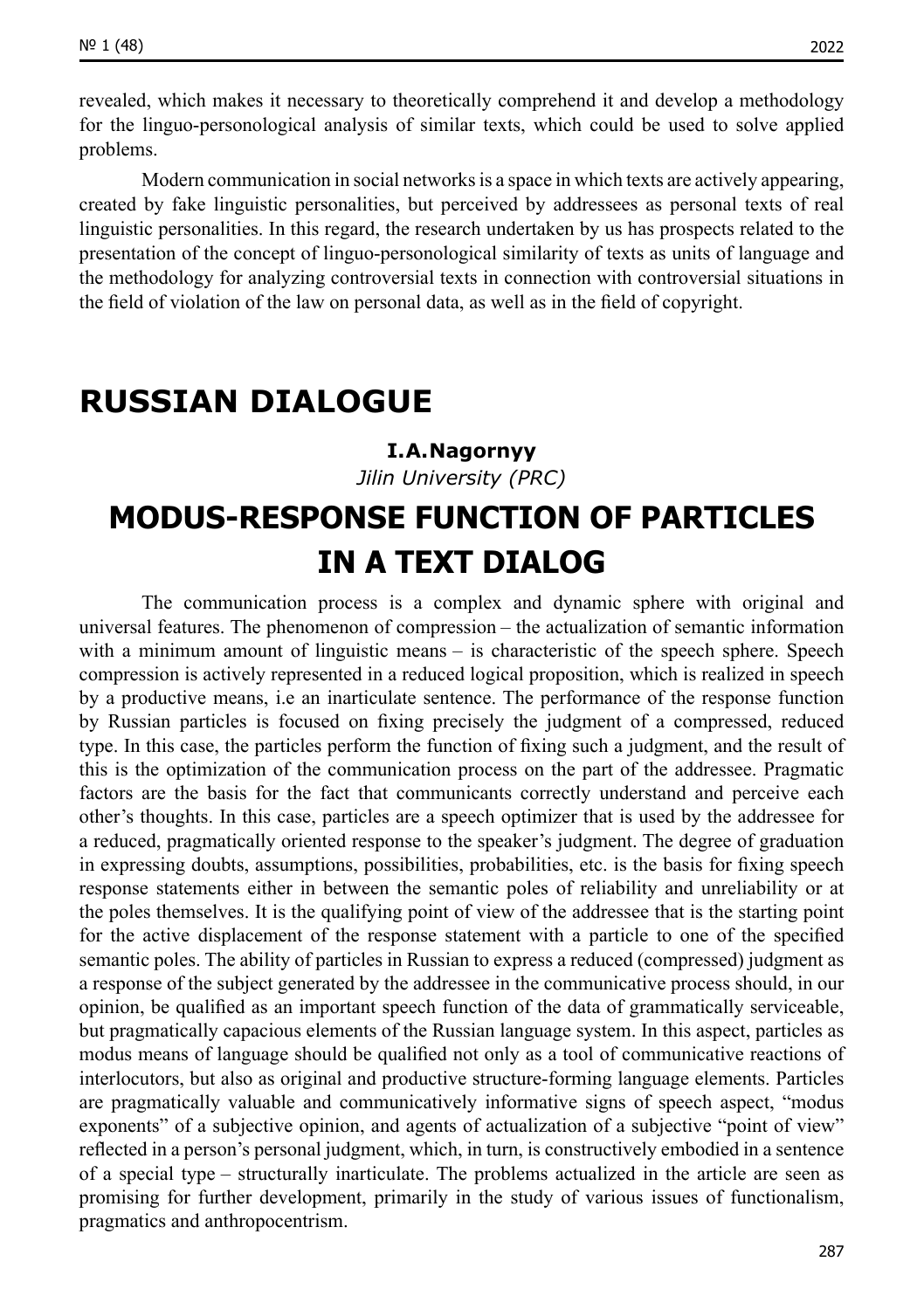revealed, which makes it necessary to theoretically comprehend it and develop a methodology for the linguo-personological analysis of similar texts, which could be used to solve applied problems.

Modern communication in social networks is a space in which texts are actively appearing, created by fake linguistic personalities, but perceived by addressees as personal texts of real linguistic personalities. In this regard, the research undertaken by us has prospects related to the presentation of the concept of linguo-personological similarity of texts as units of language and the methodology for analyzing controversial texts in connection with controversial situations in the field of violation of the law on personal data, as well as in the field of copyright.

# RUSSIAN DIALOGUE

**I.A.Nagornyy**

*Jilin University (PRC)*

## MODUS-RESPONSE FUNCTION OF PARTICLES IN A TEXT DIALOG

The communication process is a complex and dynamic sphere with original and universal features. The phenomenon of compression – the actualization of semantic information with a minimum amount of linguistic means – is characteristic of the speech sphere. Speech compression is actively represented in a reduced logical proposition, which is realized in speech by a productive means, i.e an inarticulate sentence. The performance of the response function by Russian particles is focused on fixing precisely the judgment of a compressed, reduced type. In this case, the particles perform the function of fixing such a judgment, and the result of this is the optimization of the communication process on the part of the addressee. Pragmatic factors are the basis for the fact that communicants correctly understand and perceive each other's thoughts. In this case, particles are a speech optimizer that is used by the addressee for a reduced, pragmatically oriented response to the speaker's judgment. The degree of graduation in expressing doubts, assumptions, possibilities, probabilities, etc. is the basis for fixing speech response statements either in between the semantic poles of reliability and unreliability or at the poles themselves. It is the qualifying point of view of the addressee that is the starting point for the active displacement of the response statement with a particle to one of the specified semantic poles. The ability of particles in Russian to express a reduced (compressed) judgment as a response of the subject generated by the addressee in the communicative process should, in our opinion, be qualified as an important speech function of the data of grammatically serviceable, but pragmatically capacious elements of the Russian language system. In this aspect, particles as modus means of language should be qualified not only as a tool of communicative reactions of interlocutors, but also as original and productive structure-forming language elements. Particles are pragmatically valuable and communicatively informative signs of speech aspect, "modus exponents" of a subjective opinion, and agents of actualization of a subjective "point of view" reflected in a person's personal judgment, which, in turn, is constructively embodied in a sentence of a special type – structurally inarticulate. The problems actualized in the article are seen as promising for further development, primarily in the study of various issues of functionalism, pragmatics and anthropocentrism.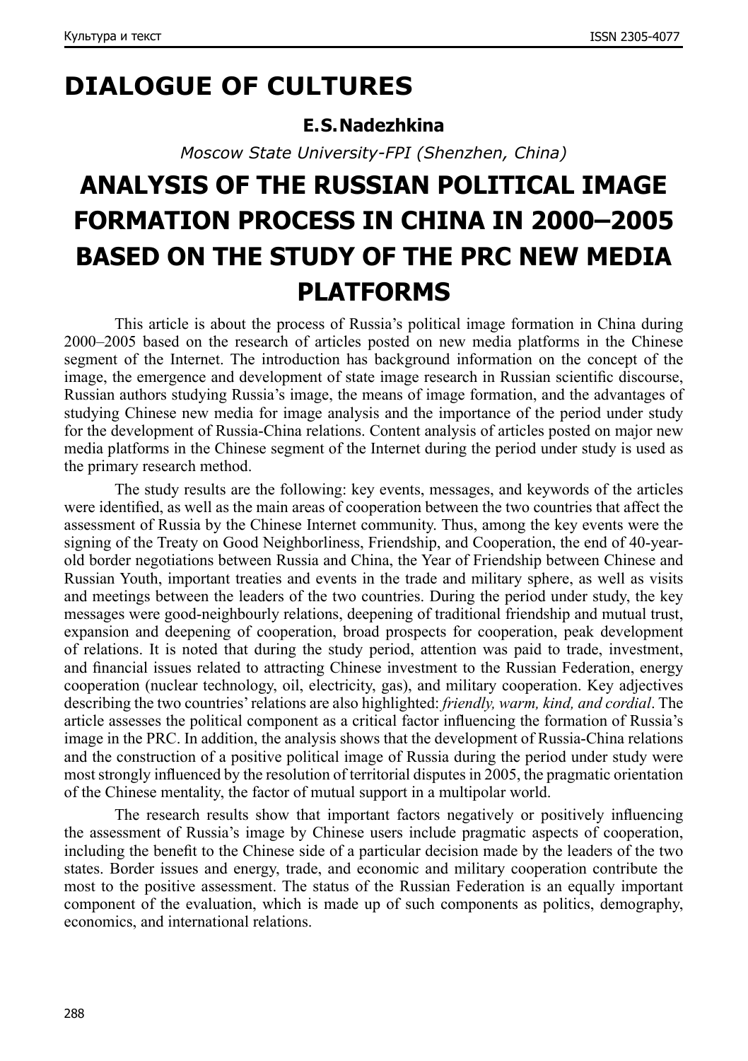# DIALOGUE OF CULTURES

**E.S. Nadezhkina**

*Moscow State University-FPI (Shenzhen, China)*

## ANALYSIS OF THE RUSSIAN POLITICAL IMAGE FORMATION PROCESS IN CHINA IN 2000–2005 BASED ON THE STUDY OF THE PRC NEW MEDIA PLATFORMS

This article is about the process of Russia's political image formation in China during 2000–2005 based on the research of articles posted on new media platforms in the Chinese segment of the Internet. The introduction has background information on the concept of the image, the emergence and development of state image research in Russian scientific discourse, Russian authors studying Russia's image, the means of image formation, and the advantages of studying Chinese new media for image analysis and the importance of the period under study for the development of Russia-China relations. Content analysis of articles posted on major new media platforms in the Chinese segment of the Internet during the period under study is used as the primary research method.

The study results are the following: key events, messages, and keywords of the articles were identified, as well as the main areas of cooperation between the two countries that affect the assessment of Russia by the Chinese Internet community. Thus, among the key events were the signing of the Treaty on Good Neighborliness, Friendship, and Cooperation, the end of 40-year-old border negotiations between Russia and China, the Year of Friendship between Chinese and Russian Youth, important treaties and events in the trade and military sphere, as well as visits and meetings between the leaders of the two countries. During the period under study, the key messages were good-neighbourly relations, deepening of traditional friendship and mutual trust, expansion and deepening of cooperation, broad prospects for cooperation, peak development of relations. It is noted that during the study period, attention was paid to trade, investment, and financial issues related to attracting Chinese investment to the Russian Federation, energy cooperation (nuclear technology, oil, electricity, gas), and military cooperation. Key adjectives describing the two countries' relations are also highlighted: *friendly, warm, kind, and cordial*. The article assesses the political component as a critical factor influencing the formation of Russia's image in the PRC. In addition, the analysis shows that the development of Russia-China relations and the construction of a positive political image of Russia during the period under study were most strongly influenced by the resolution of territorial disputes in 2005, the pragmatic orientation of the Chinese mentality, the factor of mutual support in a multipolar world.

The research results show that important factors negatively or positively influencing the assessment of Russia's image by Chinese users include pragmatic aspects of cooperation, including the benefit to the Chinese side of a particular decision made by the leaders of the two states. Border issues and energy, trade, and economic and military cooperation contribute the most to the positive assessment. The status of the Russian Federation is an equally important component of the evaluation, which is made up of such components as politics, demography, economics, and international relations.